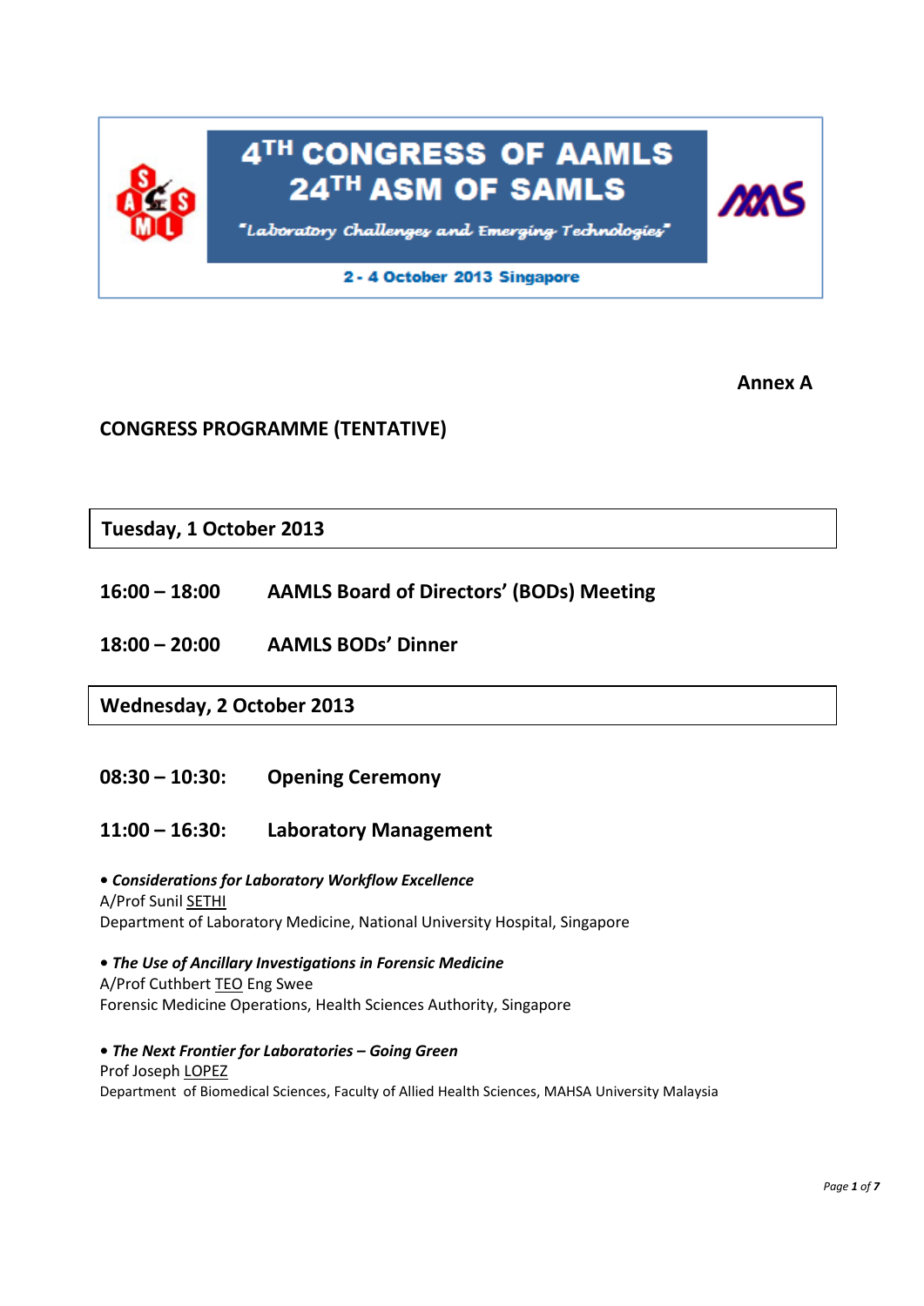# 4TH CONGRESS OF AAMLS
# 24TH ASM OF SAMLS

"Laboratory Challenges and Emerging Technologies"

**2 - 4 October 2013 Singapore**

**Annex A**

## CONGRESS PROGRAMME (TENTATIVE)

### Tuesday, 1 October 2013

**16:00 – 18:00** **AAMLS Board of Directors' (BODs) Meeting**

**18:00 – 20:00** **AAMLS BODs' Dinner**

### Wednesday, 2 October 2013

**08:30 – 10:30:** **Opening Ceremony**

**11:00 – 16:30:** **Laboratory Management**

• ***Considerations for Laboratory Workflow Excellence***
A/Prof Sunil SETHI
Department of Laboratory Medicine, National University Hospital, Singapore

• ***The Use of Ancillary Investigations in Forensic Medicine***
A/Prof Cuthbert TEO Eng Swee
Forensic Medicine Operations, Health Sciences Authority, Singapore

• ***The Next Frontier for Laboratories – Going Green***
Prof Joseph LOPEZ
Department of Biomedical Sciences, Faculty of Allied Health Sciences, MAHSA University Malaysia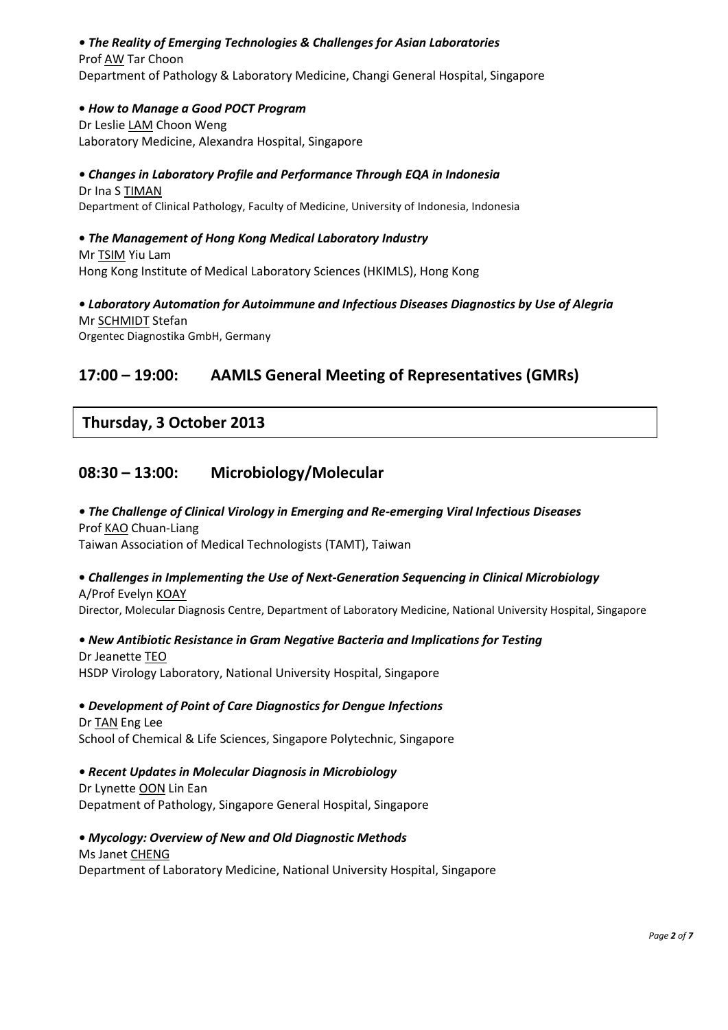- ***The Reality of Emerging Technologies & Challenges for Asian Laboratories***
  Prof AW Tar Choon
  Department of Pathology & Laboratory Medicine, Changi General Hospital, Singapore

- ***How to Manage a Good POCT Program***
  Dr Leslie LAM Choon Weng
  Laboratory Medicine, Alexandra Hospital, Singapore

- ***Changes in Laboratory Profile and Performance Through EQA in Indonesia***
  Dr Ina S TIMAN
  Department of Clinical Pathology, Faculty of Medicine, University of Indonesia, Indonesia

- ***The Management of Hong Kong Medical Laboratory Industry***
  Mr TSIM Yiu Lam
  Hong Kong Institute of Medical Laboratory Sciences (HKIMLS), Hong Kong

- ***Laboratory Automation for Autoimmune and Infectious Diseases Diagnostics by Use of Alegria***
  Mr SCHMIDT Stefan
  Orgentec Diagnostika GmbH, Germany

## 17:00 – 19:00: AAMLS General Meeting of Representatives (GMRs)

## Thursday, 3 October 2013

## 08:30 – 13:00: Microbiology/Molecular

- ***The Challenge of Clinical Virology in Emerging and Re-emerging Viral Infectious Diseases***
  Prof KAO Chuan-Liang
  Taiwan Association of Medical Technologists (TAMT), Taiwan

- ***Challenges in Implementing the Use of Next-Generation Sequencing in Clinical Microbiology***
  A/Prof Evelyn KOAY
  Director, Molecular Diagnosis Centre, Department of Laboratory Medicine, National University Hospital, Singapore

- ***New Antibiotic Resistance in Gram Negative Bacteria and Implications for Testing***
  Dr Jeanette TEO
  HSDP Virology Laboratory, National University Hospital, Singapore

- ***Development of Point of Care Diagnostics for Dengue Infections***
  Dr TAN Eng Lee
  School of Chemical & Life Sciences, Singapore Polytechnic, Singapore

- ***Recent Updates in Molecular Diagnosis in Microbiology***
  Dr Lynette OON Lin Ean
  Depatment of Pathology, Singapore General Hospital, Singapore

- ***Mycology: Overview of New and Old Diagnostic Methods***
  Ms Janet CHENG
  Department of Laboratory Medicine, National University Hospital, Singapore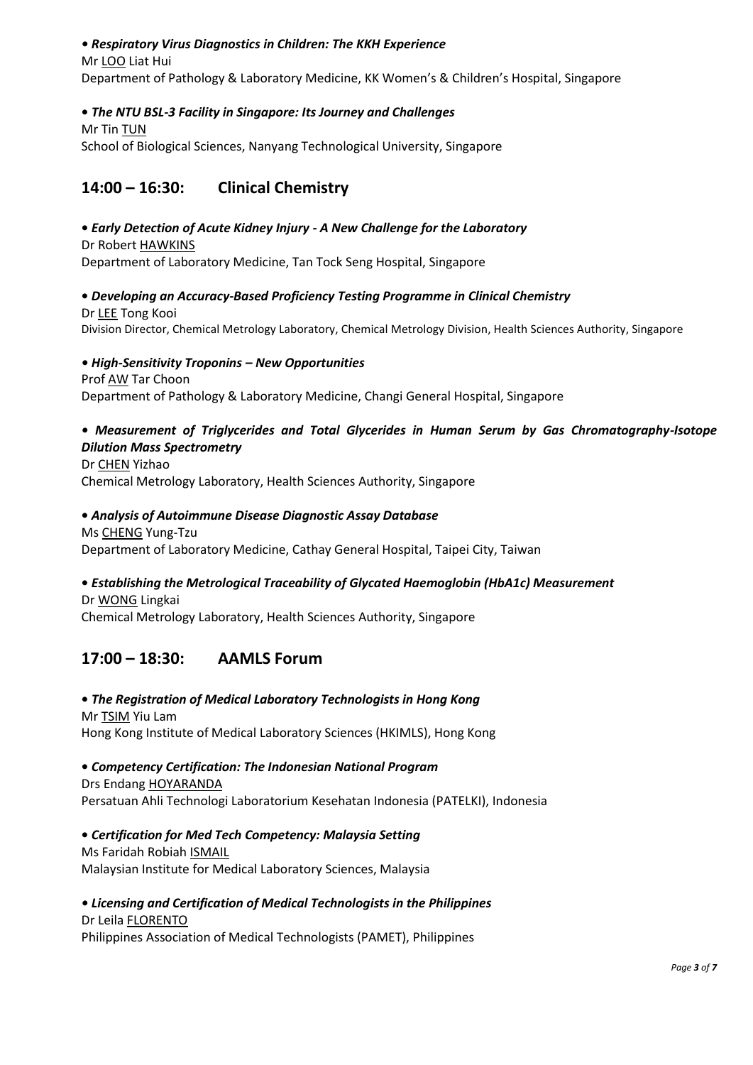• ***Respiratory Virus Diagnostics in Children: The KKH Experience***
Mr LOO Liat Hui
Department of Pathology & Laboratory Medicine, KK Women's & Children's Hospital, Singapore

• ***The NTU BSL-3 Facility in Singapore: Its Journey and Challenges***
Mr Tin TUN
School of Biological Sciences, Nanyang Technological University, Singapore

## 14:00 – 16:30: Clinical Chemistry

• ***Early Detection of Acute Kidney Injury - A New Challenge for the Laboratory***
Dr Robert HAWKINS
Department of Laboratory Medicine, Tan Tock Seng Hospital, Singapore

• ***Developing an Accuracy-Based Proficiency Testing Programme in Clinical Chemistry***
Dr LEE Tong Kooi
Division Director, Chemical Metrology Laboratory, Chemical Metrology Division, Health Sciences Authority, Singapore

• ***High-Sensitivity Troponins – New Opportunities***
Prof AW Tar Choon
Department of Pathology & Laboratory Medicine, Changi General Hospital, Singapore

• ***Measurement of Triglycerides and Total Glycerides in Human Serum by Gas Chromatography-Isotope Dilution Mass Spectrometry***
Dr CHEN Yizhao
Chemical Metrology Laboratory, Health Sciences Authority, Singapore

• ***Analysis of Autoimmune Disease Diagnostic Assay Database***
Ms CHENG Yung-Tzu
Department of Laboratory Medicine, Cathay General Hospital, Taipei City, Taiwan

• ***Establishing the Metrological Traceability of Glycated Haemoglobin (HbA1c) Measurement***
Dr WONG Lingkai
Chemical Metrology Laboratory, Health Sciences Authority, Singapore

## 17:00 – 18:30: AAMLS Forum

• ***The Registration of Medical Laboratory Technologists in Hong Kong***
Mr TSIM Yiu Lam
Hong Kong Institute of Medical Laboratory Sciences (HKIMLS), Hong Kong

• ***Competency Certification: The Indonesian National Program***
Drs Endang HOYARANDA
Persatuan Ahli Technologi Laboratorium Kesehatan Indonesia (PATELKI), Indonesia

• ***Certification for Med Tech Competency: Malaysia Setting***
Ms Faridah Robiah ISMAIL
Malaysian Institute for Medical Laboratory Sciences, Malaysia

• ***Licensing and Certification of Medical Technologists in the Philippines***
Dr Leila FLORENTO
Philippines Association of Medical Technologists (PAMET), Philippines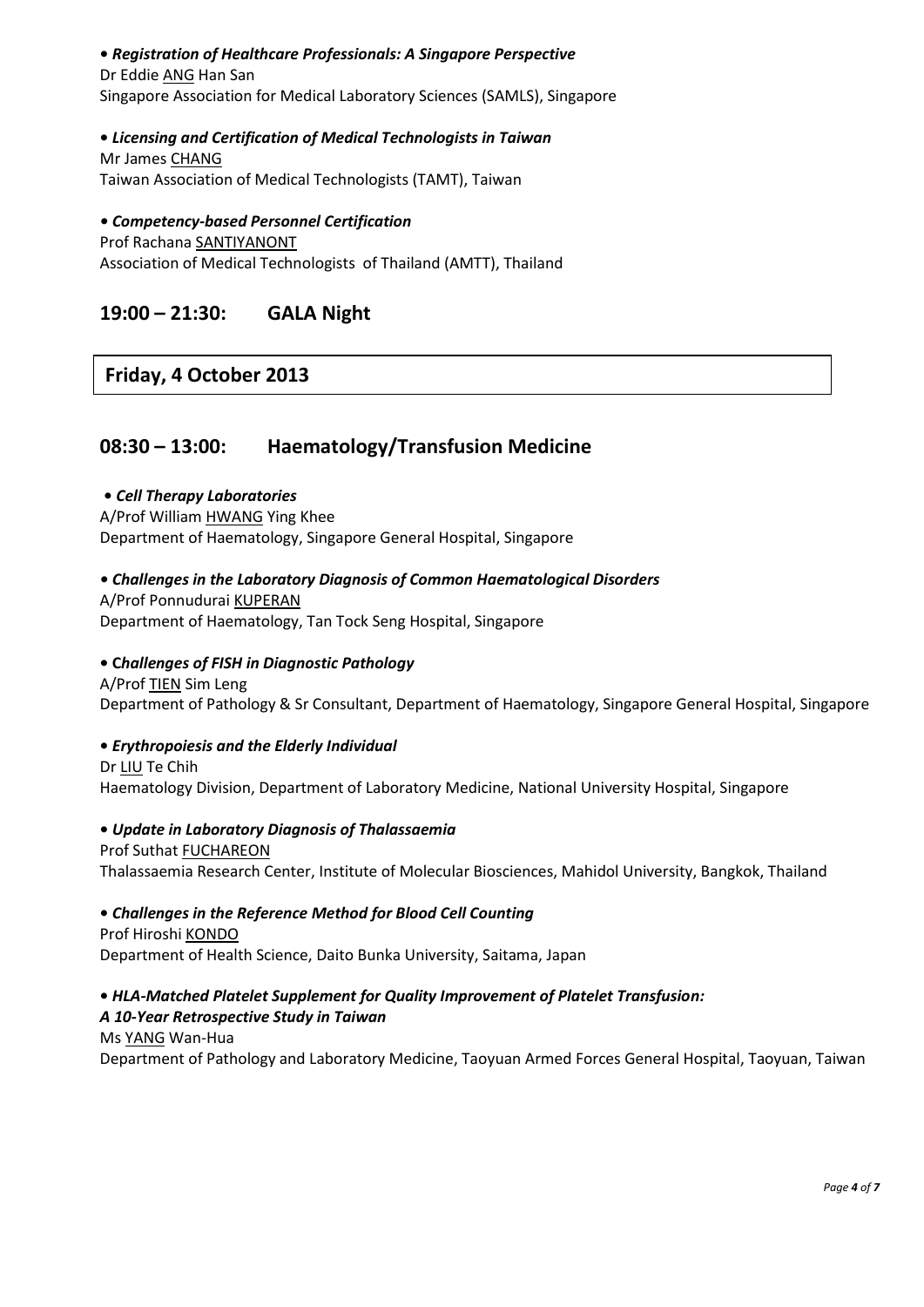- ***Registration of Healthcare Professionals: A Singapore Perspective***

Dr Eddie ANG Han San
Singapore Association for Medical Laboratory Sciences (SAMLS), Singapore

- ***Licensing and Certification of Medical Technologists in Taiwan***

Mr James CHANG
Taiwan Association of Medical Technologists (TAMT), Taiwan

- ***Competency-based Personnel Certification***

Prof Rachana SANTIYANONT
Association of Medical Technologists of Thailand (AMTT), Thailand

## 19:00 – 21:30: GALA Night

## Friday, 4 October 2013

## 08:30 – 13:00: Haematology/Transfusion Medicine

- ***Cell Therapy Laboratories***

A/Prof William HWANG Ying Khee
Department of Haematology, Singapore General Hospital, Singapore

- ***Challenges in the Laboratory Diagnosis of Common Haematological Disorders***

A/Prof Ponnudurai KUPERAN
Department of Haematology, Tan Tock Seng Hospital, Singapore

- ***Challenges of FISH in Diagnostic Pathology***

A/Prof TIEN Sim Leng
Department of Pathology & Sr Consultant, Department of Haematology, Singapore General Hospital, Singapore

- ***Erythropoiesis and the Elderly Individual***

Dr LIU Te Chih
Haematology Division, Department of Laboratory Medicine, National University Hospital, Singapore

- ***Update in Laboratory Diagnosis of Thalassaemia***

Prof Suthat FUCHAREON
Thalassaemia Research Center, Institute of Molecular Biosciences, Mahidol University, Bangkok, Thailand

- ***Challenges in the Reference Method for Blood Cell Counting***

Prof Hiroshi KONDO
Department of Health Science, Daito Bunka University, Saitama, Japan

- ***HLA-Matched Platelet Supplement for Quality Improvement of Platelet Transfusion: A 10-Year Retrospective Study in Taiwan***

Ms YANG Wan-Hua
Department of Pathology and Laboratory Medicine, Taoyuan Armed Forces General Hospital, Taoyuan, Taiwan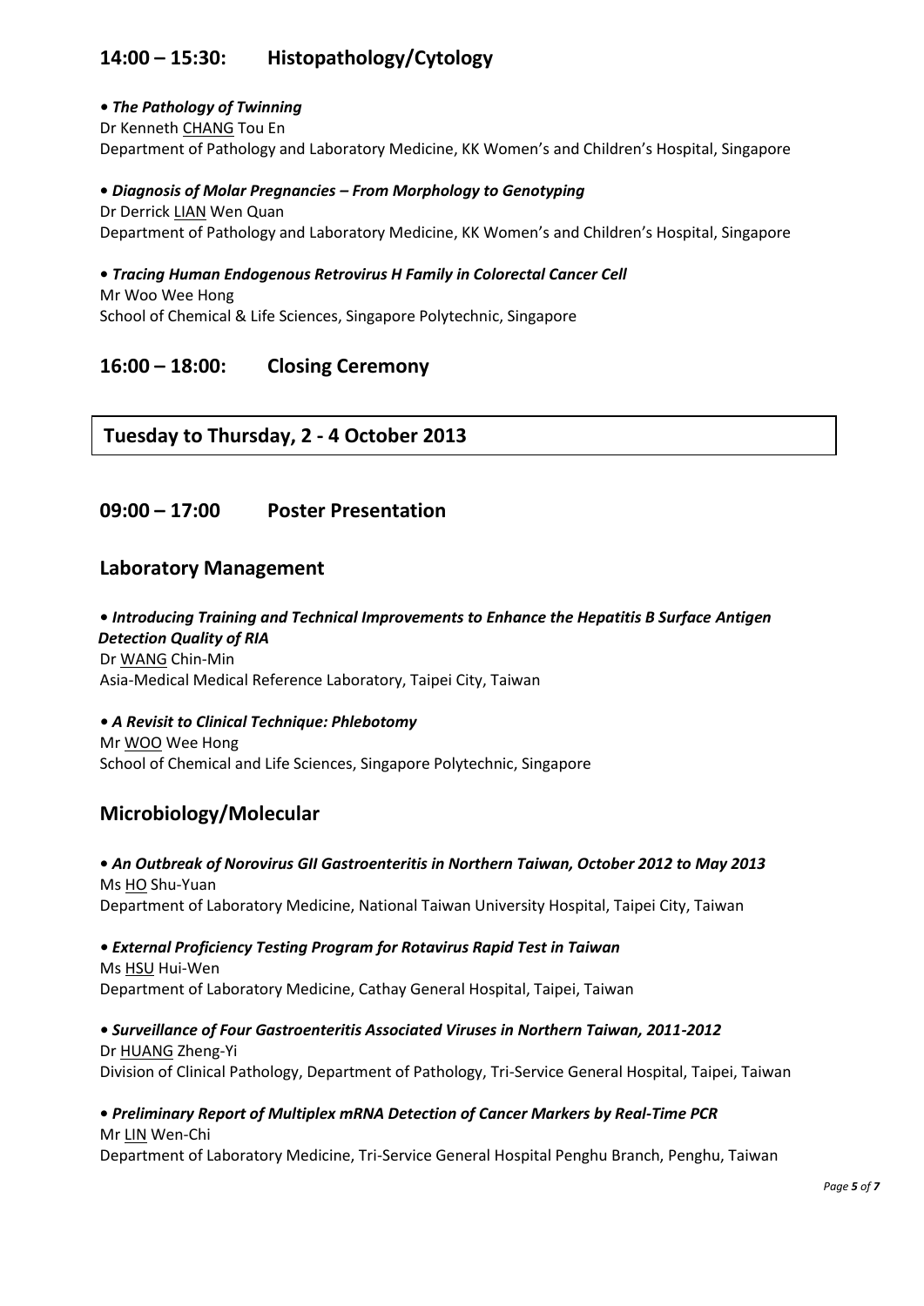## 14:00 – 15:30: Histopathology/Cytology

**• *The Pathology of Twinning***
Dr Kenneth CHANG Tou En
Department of Pathology and Laboratory Medicine, KK Women's and Children's Hospital, Singapore

**• *Diagnosis of Molar Pregnancies – From Morphology to Genotyping***
Dr Derrick LIAN Wen Quan
Department of Pathology and Laboratory Medicine, KK Women's and Children's Hospital, Singapore

**• *Tracing Human Endogenous Retrovirus H Family in Colorectal Cancer Cell***
Mr Woo Wee Hong
School of Chemical & Life Sciences, Singapore Polytechnic, Singapore

## 16:00 – 18:00: Closing Ceremony

# Tuesday to Thursday, 2 - 4 October 2013

## 09:00 – 17:00 Poster Presentation

## Laboratory Management

**• *Introducing Training and Technical Improvements to Enhance the Hepatitis B Surface Antigen Detection Quality of RIA***
Dr WANG Chin-Min
Asia-Medical Medical Reference Laboratory, Taipei City, Taiwan

**• *A Revisit to Clinical Technique: Phlebotomy***
Mr WOO Wee Hong
School of Chemical and Life Sciences, Singapore Polytechnic, Singapore

## Microbiology/Molecular

**• *An Outbreak of Norovirus GII Gastroenteritis in Northern Taiwan, October 2012 to May 2013***
Ms HO Shu-Yuan
Department of Laboratory Medicine, National Taiwan University Hospital, Taipei City, Taiwan

**• *External Proficiency Testing Program for Rotavirus Rapid Test in Taiwan***
Ms HSU Hui-Wen
Department of Laboratory Medicine, Cathay General Hospital, Taipei, Taiwan

**• *Surveillance of Four Gastroenteritis Associated Viruses in Northern Taiwan, 2011-2012***
Dr HUANG Zheng-Yi
Division of Clinical Pathology, Department of Pathology, Tri-Service General Hospital, Taipei, Taiwan

**• *Preliminary Report of Multiplex mRNA Detection of Cancer Markers by Real-Time PCR***
Mr LIN Wen-Chi
Department of Laboratory Medicine, Tri-Service General Hospital Penghu Branch, Penghu, Taiwan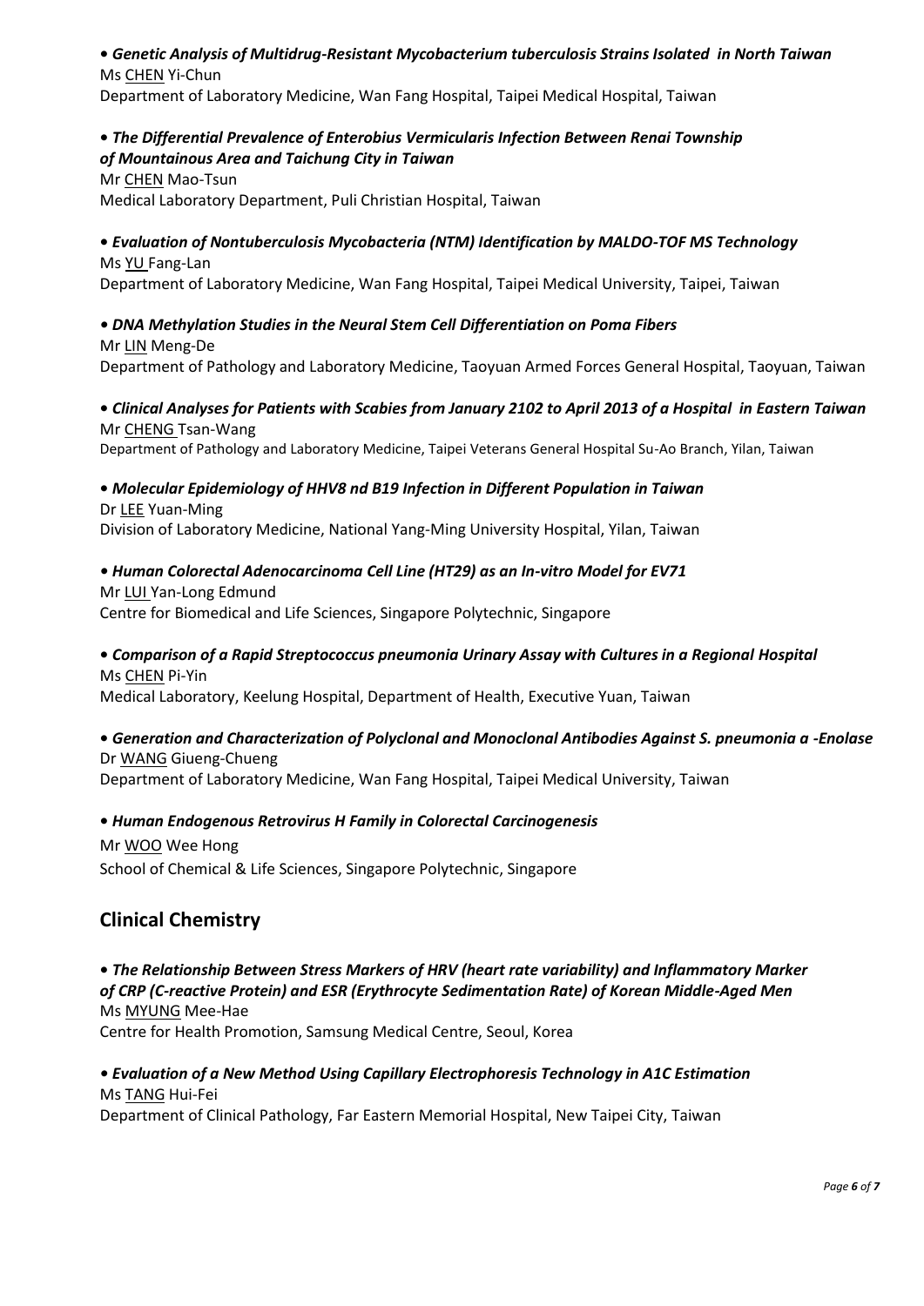- ***Genetic Analysis of Multidrug-Resistant Mycobacterium tuberculosis Strains Isolated in North Taiwan***
  Ms CHEN Yi-Chun
  Department of Laboratory Medicine, Wan Fang Hospital, Taipei Medical Hospital, Taiwan

- ***The Differential Prevalence of Enterobius Vermicularis Infection Between Renai Township of Mountainous Area and Taichung City in Taiwan***
  Mr CHEN Mao-Tsun
  Medical Laboratory Department, Puli Christian Hospital, Taiwan

- ***Evaluation of Nontuberculosis Mycobacteria (NTM) Identification by MALDO-TOF MS Technology***
  Ms YU Fang-Lan
  Department of Laboratory Medicine, Wan Fang Hospital, Taipei Medical University, Taipei, Taiwan

- ***DNA Methylation Studies in the Neural Stem Cell Differentiation on Poma Fibers***
  Mr LIN Meng-De
  Department of Pathology and Laboratory Medicine, Taoyuan Armed Forces General Hospital, Taoyuan, Taiwan

- ***Clinical Analyses for Patients with Scabies from January 2102 to April 2013 of a Hospital in Eastern Taiwan***
  Mr CHENG Tsan-Wang
  Department of Pathology and Laboratory Medicine, Taipei Veterans General Hospital Su-Ao Branch, Yilan, Taiwan

- ***Molecular Epidemiology of HHV8 nd B19 Infection in Different Population in Taiwan***
  Dr LEE Yuan-Ming
  Division of Laboratory Medicine, National Yang-Ming University Hospital, Yilan, Taiwan

- ***Human Colorectal Adenocarcinoma Cell Line (HT29) as an In-vitro Model for EV71***
  Mr LUI Yan-Long Edmund
  Centre for Biomedical and Life Sciences, Singapore Polytechnic, Singapore

- ***Comparison of a Rapid Streptococcus pneumonia Urinary Assay with Cultures in a Regional Hospital***
  Ms CHEN Pi-Yin
  Medical Laboratory, Keelung Hospital, Department of Health, Executive Yuan, Taiwan

- ***Generation and Characterization of Polyclonal and Monoclonal Antibodies Against S. pneumonia a -Enolase***
  Dr WANG Giueng-Chueng
  Department of Laboratory Medicine, Wan Fang Hospital, Taipei Medical University, Taiwan

- ***Human Endogenous Retrovirus H Family in Colorectal Carcinogenesis***
  Mr WOO Wee Hong
  School of Chemical & Life Sciences, Singapore Polytechnic, Singapore

## Clinical Chemistry

- ***The Relationship Between Stress Markers of HRV (heart rate variability) and Inflammatory Marker of CRP (C-reactive Protein) and ESR (Erythrocyte Sedimentation Rate) of Korean Middle-Aged Men***
  Ms MYUNG Mee-Hae
  Centre for Health Promotion, Samsung Medical Centre, Seoul, Korea

- ***Evaluation of a New Method Using Capillary Electrophoresis Technology in A1C Estimation***
  Ms TANG Hui-Fei
  Department of Clinical Pathology, Far Eastern Memorial Hospital, New Taipei City, Taiwan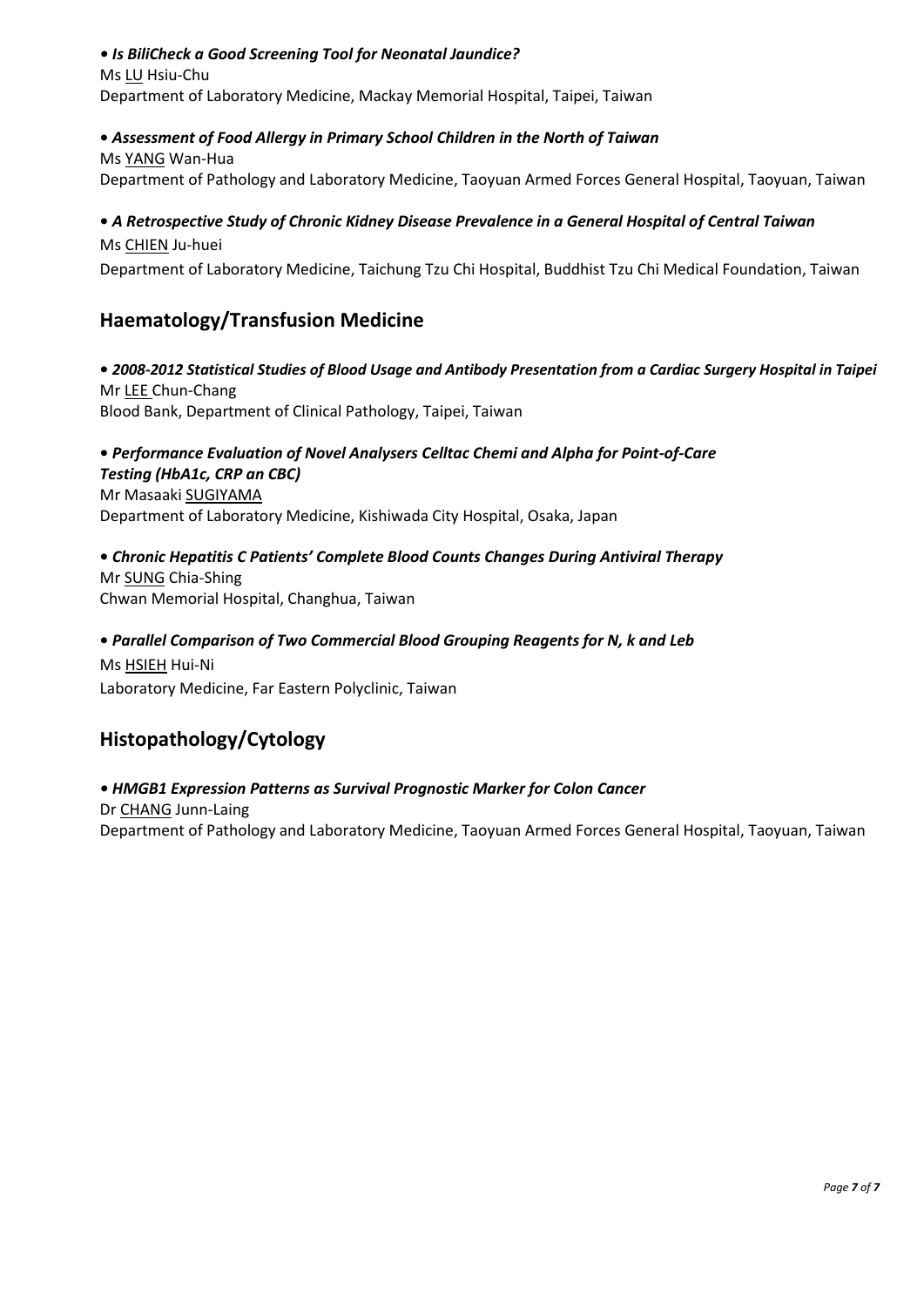***• Is BiliCheck a Good Screening Tool for Neonatal Jaundice?***
Ms LU Hsiu-Chu
Department of Laboratory Medicine, Mackay Memorial Hospital, Taipei, Taiwan

***• Assessment of Food Allergy in Primary School Children in the North of Taiwan***
Ms YANG Wan-Hua
Department of Pathology and Laboratory Medicine, Taoyuan Armed Forces General Hospital, Taoyuan, Taiwan

***• A Retrospective Study of Chronic Kidney Disease Prevalence in a General Hospital of Central Taiwan***
Ms CHIEN Ju-huei
Department of Laboratory Medicine, Taichung Tzu Chi Hospital, Buddhist Tzu Chi Medical Foundation, Taiwan

## Haematology/Transfusion Medicine

***• 2008-2012 Statistical Studies of Blood Usage and Antibody Presentation from a Cardiac Surgery Hospital in Taipei***
Mr LEE Chun-Chang
Blood Bank, Department of Clinical Pathology, Taipei, Taiwan

***• Performance Evaluation of Novel Analysers Celltac Chemi and Alpha for Point-of-Care Testing (HbA1c, CRP an CBC)***
Mr Masaaki SUGIYAMA
Department of Laboratory Medicine, Kishiwada City Hospital, Osaka, Japan

***• Chronic Hepatitis C Patients' Complete Blood Counts Changes During Antiviral Therapy***
Mr SUNG Chia-Shing
Chwan Memorial Hospital, Changhua, Taiwan

***• Parallel Comparison of Two Commercial Blood Grouping Reagents for N, k and Leb***
Ms HSIEH Hui-Ni
Laboratory Medicine, Far Eastern Polyclinic, Taiwan

## Histopathology/Cytology

***• HMGB1 Expression Patterns as Survival Prognostic Marker for Colon Cancer***
Dr CHANG Junn-Laing
Department of Pathology and Laboratory Medicine, Taoyuan Armed Forces General Hospital, Taoyuan, Taiwan